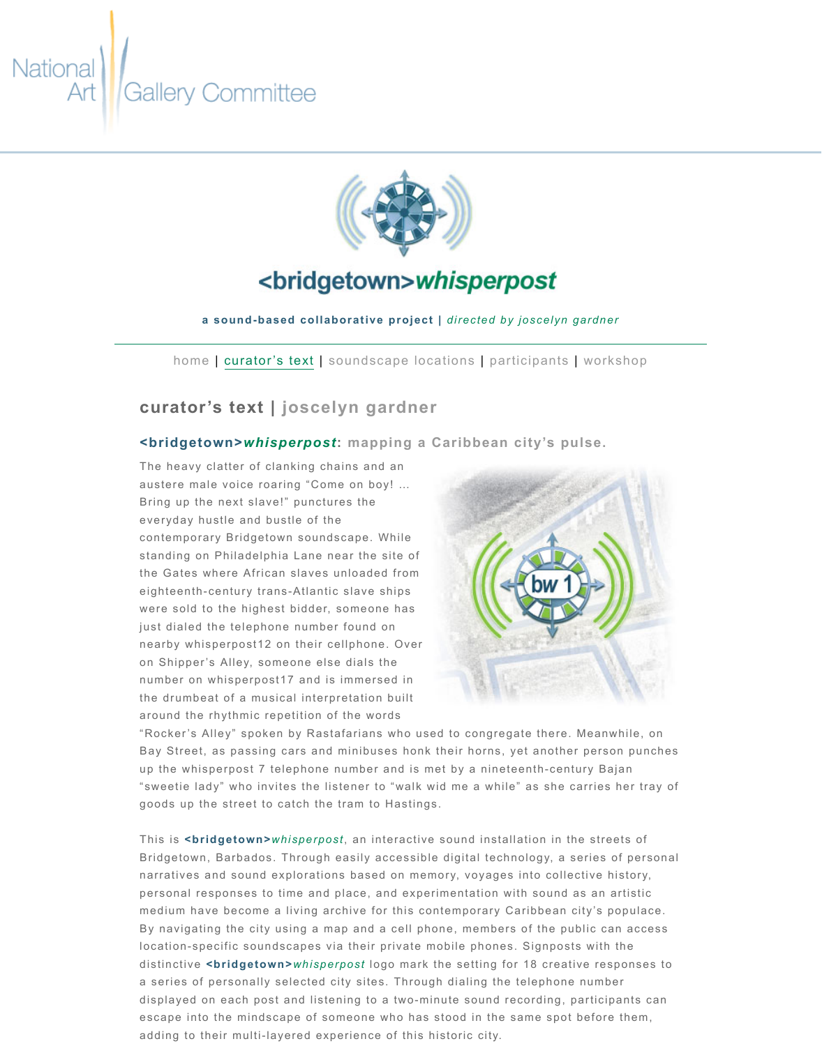National Art Gallery Committee

# <bridgetown>*whisperpost*

**a sound-based collaborative project** | *directed by joscelyn gardner*

home | curator's text | soundscape locations | participants | workshop

## curator's text | joscelyn gardner

### <bridgetown>*whisperpost*: mapping a Caribbean city's pulse.

The heavy clatter of clanking chains and an austere male voice roaring "Come on boy! … Bring up the next slave!" punctures the everyday hustle and bustle of the contemporary Bridgetown soundscape. While standing on Philadelphia Lane near the site of the Gates where African slaves unloaded from eighteenth-century trans-Atlantic slave ships were sold to the highest bidder, someone has just dialed the telephone number found on nearby whisperpost12 on their cellphone. Over on Shipper's Alley, someone else dials the number on whisperpost17 and is immersed in the drumbeat of a musical interpretation built around the rhythmic repetition of the words "Rocker's Alley" spoken by Rastafarians who used to congregate there. Meanwhile, on Bay Street, as passing cars and minibuses honk their horns, yet another person punches up the whisperpost 7 telephone number and is met by a nineteenth-century Bajan "sweetie lady" who invites the listener to "walk wid me a while" as she carries her tray of goods up the street to catch the tram to Hastings.

This is **<bridgetown>***whisperpost*, an interactive sound installation in the streets of Bridgetown, Barbados. Through easily accessible digital technology, a series of personal narratives and sound explorations based on memory, voyages into collective history, personal responses to time and place, and experimentation with sound as an artistic medium have become a living archive for this contemporary Caribbean city's populace. By navigating the city using a map and a cell phone, members of the public can access location-specific soundscapes via their private mobile phones. Signposts with the distinctive **<bridgetown>***whisperpost* logo mark the setting for 18 creative responses to a series of personally selected city sites. Through dialing the telephone number displayed on each post and listening to a two-minute sound recording, participants can escape into the mindscape of someone who has stood in the same spot before them, adding to their multi-layered experience of this historic city.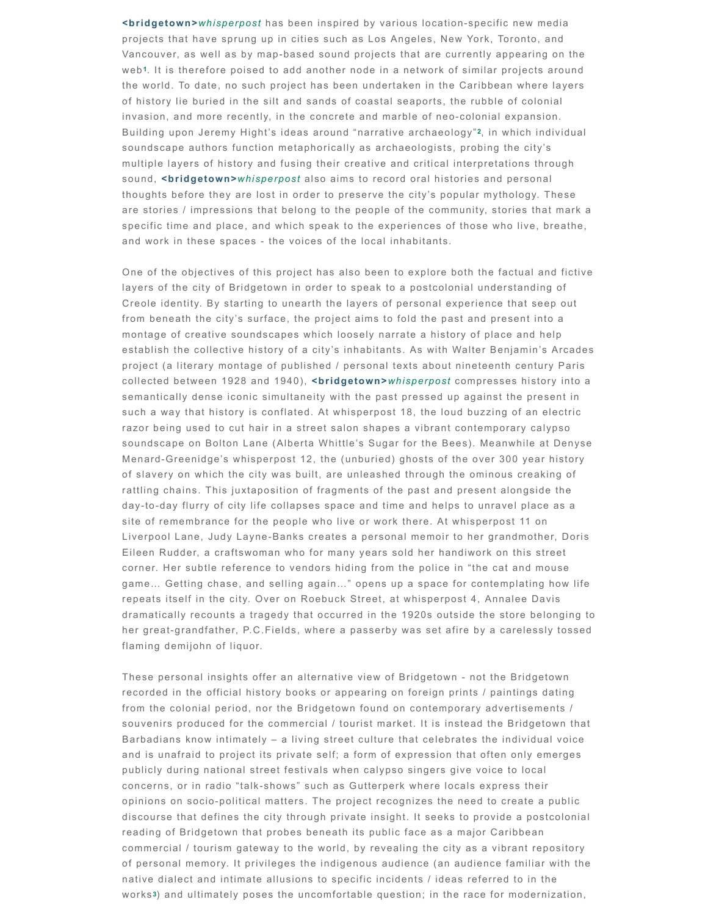**<bridgetown>***whisperpost* has been inspired by various location-specific new media projects that have sprung up in cities such as Los Angeles, New York, Toronto, and Vancouver, as well as by map-based sound projects that are currently appearing on the web[1]. It is therefore poised to add another node in a network of similar projects around the world. To date, no such project has been undertaken in the Caribbean where layers of history lie buried in the silt and sands of coastal seaports, the rubble of colonial invasion, and more recently, in the concrete and marble of neo-colonial expansion. Building upon Jeremy Hight's ideas around "narrative archaeology"[2], in which individual soundscape authors function metaphorically as archaeologists, probing the city's multiple layers of history and fusing their creative and critical interpretations through sound, **<bridgetown>***whisperpost* also aims to record oral histories and personal thoughts before they are lost in order to preserve the city's popular mythology. These are stories / impressions that belong to the people of the community, stories that mark a specific time and place, and which speak to the experiences of those who live, breathe, and work in these spaces - the voices of the local inhabitants.

One of the objectives of this project has also been to explore both the factual and fictive layers of the city of Bridgetown in order to speak to a postcolonial understanding of Creole identity. By starting to unearth the layers of personal experience that seep out from beneath the city's surface, the project aims to fold the past and present into a montage of creative soundscapes which loosely narrate a history of place and help establish the collective history of a city's inhabitants. As with Walter Benjamin's Arcades project (a literary montage of published / personal texts about nineteenth century Paris collected between 1928 and 1940), **<bridgetown>***whisperpost* compresses history into a semantically dense iconic simultaneity with the past pressed up against the present in such a way that history is conflated. At whisperpost 18, the loud buzzing of an electric razor being used to cut hair in a street salon shapes a vibrant contemporary calypso soundscape on Bolton Lane (Alberta Whittle's Sugar for the Bees). Meanwhile at Denyse Menard-Greenidge's whisperpost 12, the (unburied) ghosts of the over 300 year history of slavery on which the city was built, are unleashed through the ominous creaking of rattling chains. This juxtaposition of fragments of the past and present alongside the day-to-day flurry of city life collapses space and time and helps to unravel place as a site of remembrance for the people who live or work there. At whisperpost 11 on Liverpool Lane, Judy Layne-Banks creates a personal memoir to her grandmother, Doris Eileen Rudder, a craftswoman who for many years sold her handiwork on this street corner. Her subtle reference to vendors hiding from the police in "the cat and mouse game... Getting chase, and selling again..." opens up a space for contemplating how life repeats itself in the city. Over on Roebuck Street, at whisperpost 4, Annalee Davis dramatically recounts a tragedy that occurred in the 1920s outside the store belonging to her great-grandfather, P.C.Fields, where a passerby was set afire by a carelessly tossed flaming demijohn of liquor.

These personal insights offer an alternative view of Bridgetown - not the Bridgetown recorded in the official history books or appearing on foreign prints / paintings dating from the colonial period, nor the Bridgetown found on contemporary advertisements / souvenirs produced for the commercial / tourist market. It is instead the Bridgetown that Barbadians know intimately – a living street culture that celebrates the individual voice and is unafraid to project its private self; a form of expression that often only emerges publicly during national street festivals when calypso singers give voice to local concerns, or in radio "talk-shows" such as Gutterperk where locals express their opinions on socio-political matters. The project recognizes the need to create a public discourse that defines the city through private insight. It seeks to provide a postcolonial reading of Bridgetown that probes beneath its public face as a major Caribbean commercial / tourism gateway to the world, by revealing the city as a vibrant repository of personal memory. It privileges the indigenous audience (an audience familiar with the native dialect and intimate allusions to specific incidents / ideas referred to in the works[3]) and ultimately poses the uncomfortable question; in the race for modernization,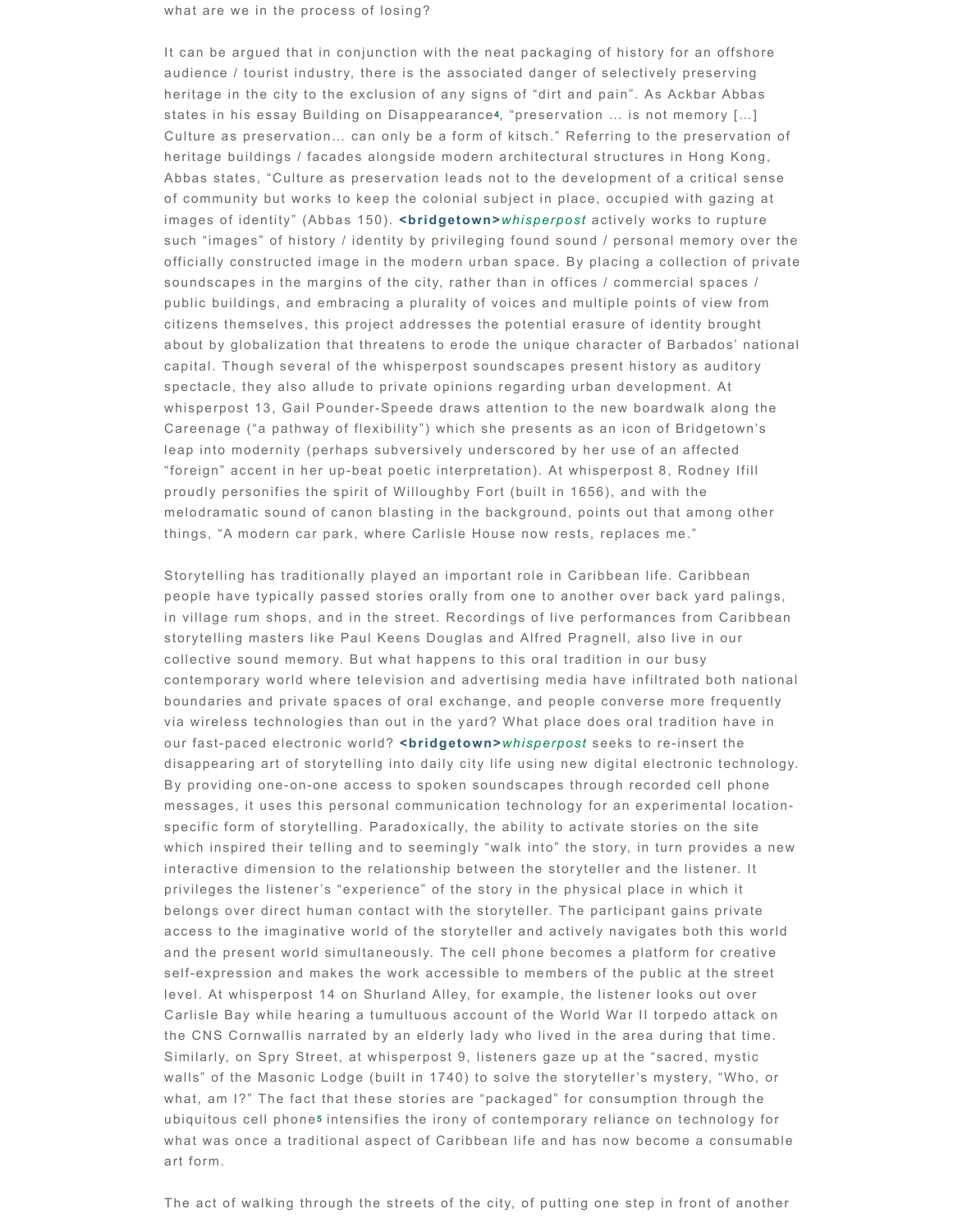what are we in the process of losing?

It can be argued that in conjunction with the neat packaging of history for an offshore audience / tourist industry, there is the associated danger of selectively preserving heritage in the city to the exclusion of any signs of "dirt and pain". As Ackbar Abbas states in his essay Building on Disappearance[4], "preservation … is not memory […] Culture as preservation… can only be a form of kitsch." Referring to the preservation of heritage buildings / facades alongside modern architectural structures in Hong Kong, Abbas states, "Culture as preservation leads not to the development of a critical sense of community but works to keep the colonial subject in place, occupied with gazing at images of identity" (Abbas 150). **<bridgetown>***whisperpost* actively works to rupture such "images" of history / identity by privileging found sound / personal memory over the officially constructed image in the modern urban space. By placing a collection of private soundscapes in the margins of the city, rather than in offices / commercial spaces / public buildings, and embracing a plurality of voices and multiple points of view from citizens themselves, this project addresses the potential erasure of identity brought about by globalization that threatens to erode the unique character of Barbados' national capital. Though several of the whisperpost soundscapes present history as auditory spectacle, they also allude to private opinions regarding urban development. At whisperpost 13, Gail Pounder-Speede draws attention to the new boardwalk along the Careenage ("a pathway of flexibility") which she presents as an icon of Bridgetown's leap into modernity (perhaps subversively underscored by her use of an affected "foreign" accent in her up-beat poetic interpretation). At whisperpost 8, Rodney Ifill proudly personifies the spirit of Willoughby Fort (built in 1656), and with the melodramatic sound of canon blasting in the background, points out that among other things, "A modern car park, where Carlisle House now rests, replaces me."

Storytelling has traditionally played an important role in Caribbean life. Caribbean people have typically passed stories orally from one to another over back yard palings, in village rum shops, and in the street. Recordings of live performances from Caribbean storytelling masters like Paul Keens Douglas and Alfred Pragnell, also live in our collective sound memory. But what happens to this oral tradition in our busy contemporary world where television and advertising media have infiltrated both national boundaries and private spaces of oral exchange, and people converse more frequently via wireless technologies than out in the yard? What place does oral tradition have in our fast-paced electronic world? **<bridgetown>***whisperpost* seeks to re-insert the disappearing art of storytelling into daily city life using new digital electronic technology. By providing one-on-one access to spoken soundscapes through recorded cell phone messages, it uses this personal communication technology for an experimental location-specific form of storytelling. Paradoxically, the ability to activate stories on the site which inspired their telling and to seemingly "walk into" the story, in turn provides a new interactive dimension to the relationship between the storyteller and the listener. It privileges the listener's "experience" of the story in the physical place in which it belongs over direct human contact with the storyteller. The participant gains private access to the imaginative world of the storyteller and actively navigates both this world and the present world simultaneously. The cell phone becomes a platform for creative self-expression and makes the work accessible to members of the public at the street level. At whisperpost 14 on Shurland Alley, for example, the listener looks out over Carlisle Bay while hearing a tumultuous account of the World War II torpedo attack on the CNS Cornwallis narrated by an elderly lady who lived in the area during that time. Similarly, on Spry Street, at whisperpost 9, listeners gaze up at the "sacred, mystic walls" of the Masonic Lodge (built in 1740) to solve the storyteller's mystery, "Who, or what, am I?" The fact that these stories are "packaged" for consumption through the ubiquitous cell phone[5] intensifies the irony of contemporary reliance on technology for what was once a traditional aspect of Caribbean life and has now become a consumable art form.

The act of walking through the streets of the city, of putting one step in front of another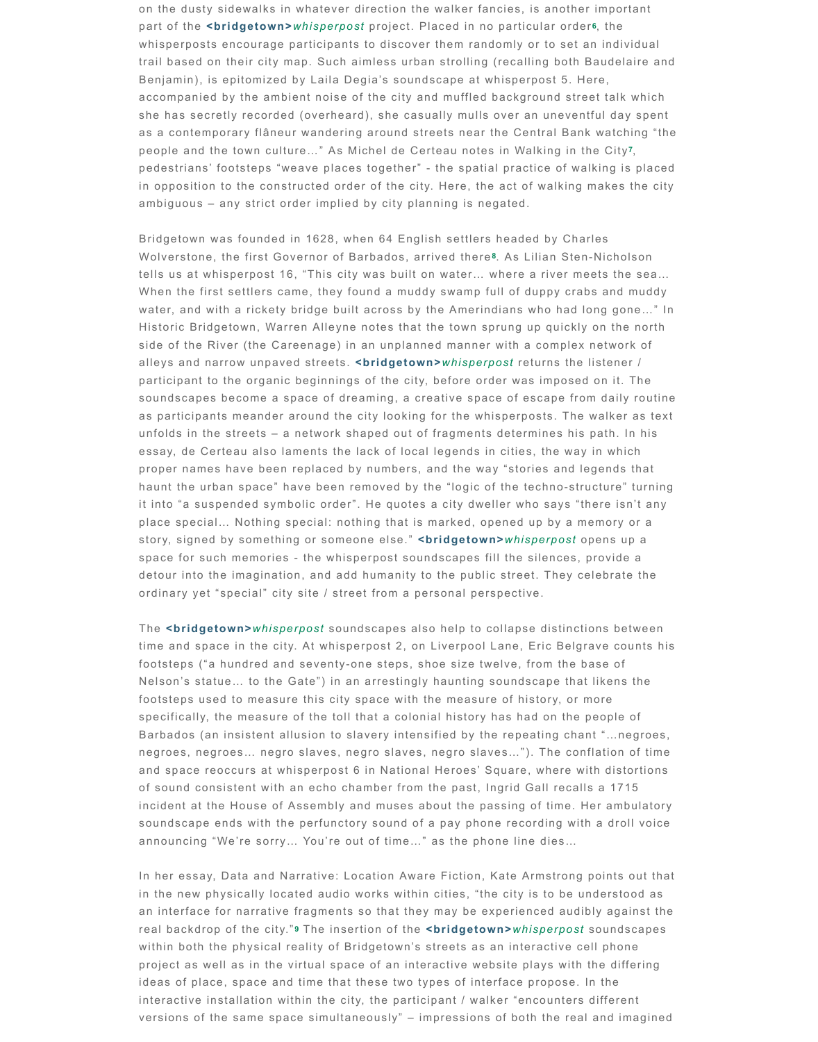on the dusty sidewalks in whatever direction the walker fancies, is another important part of the **<bridgetown>***whisperpost* project. Placed in no particular order[6], the whisperposts encourage participants to discover them randomly or to set an individual trail based on their city map. Such aimless urban strolling (recalling both Baudelaire and Benjamin), is epitomized by Laila Degia's soundscape at whisperpost 5. Here, accompanied by the ambient noise of the city and muffled background street talk which she has secretly recorded (overheard), she casually mulls over an uneventful day spent as a contemporary flâneur wandering around streets near the Central Bank watching "the people and the town culture..." As Michel de Certeau notes in Walking in the City[7], pedestrians' footsteps "weave places together" - the spatial practice of walking is placed in opposition to the constructed order of the city. Here, the act of walking makes the city ambiguous – any strict order implied by city planning is negated.

Bridgetown was founded in 1628, when 64 English settlers headed by Charles Wolverstone, the first Governor of Barbados, arrived there[8]. As Lilian Sten-Nicholson tells us at whisperpost 16, "This city was built on water... where a river meets the sea... When the first settlers came, they found a muddy swamp full of duppy crabs and muddy water, and with a rickety bridge built across by the Amerindians who had long gone..." In Historic Bridgetown, Warren Alleyne notes that the town sprung up quickly on the north side of the River (the Careenage) in an unplanned manner with a complex network of alleys and narrow unpaved streets. **<bridgetown>***whisperpost* returns the listener / participant to the organic beginnings of the city, before order was imposed on it. The soundscapes become a space of dreaming, a creative space of escape from daily routine as participants meander around the city looking for the whisperposts. The walker as text unfolds in the streets – a network shaped out of fragments determines his path. In his essay, de Certeau also laments the lack of local legends in cities, the way in which proper names have been replaced by numbers, and the way "stories and legends that haunt the urban space" have been removed by the "logic of the techno-structure" turning it into "a suspended symbolic order". He quotes a city dweller who says "there isn't any place special... Nothing special: nothing that is marked, opened up by a memory or a story, signed by something or someone else." **<bridgetown>***whisperpost* opens up a space for such memories - the whisperpost soundscapes fill the silences, provide a detour into the imagination, and add humanity to the public street. They celebrate the ordinary yet "special" city site / street from a personal perspective.

The **<bridgetown>***whisperpost* soundscapes also help to collapse distinctions between time and space in the city. At whisperpost 2, on Liverpool Lane, Eric Belgrave counts his footsteps ("a hundred and seventy-one steps, shoe size twelve, from the base of Nelson's statue... to the Gate") in an arrestingly haunting soundscape that likens the footsteps used to measure this city space with the measure of history, or more specifically, the measure of the toll that a colonial history has had on the people of Barbados (an insistent allusion to slavery intensified by the repeating chant "...negroes, negroes, negroes... negro slaves, negro slaves, negro slaves..."). The conflation of time and space reoccurs at whisperpost 6 in National Heroes' Square, where with distortions of sound consistent with an echo chamber from the past, Ingrid Gall recalls a 1715 incident at the House of Assembly and muses about the passing of time. Her ambulatory soundscape ends with the perfunctory sound of a pay phone recording with a droll voice announcing "We're sorry... You're out of time..." as the phone line dies...

In her essay, Data and Narrative: Location Aware Fiction, Kate Armstrong points out that in the new physically located audio works within cities, "the city is to be understood as an interface for narrative fragments so that they may be experienced audibly against the real backdrop of the city."[9] The insertion of the **<bridgetown>***whisperpost* soundscapes within both the physical reality of Bridgetown's streets as an interactive cell phone project as well as in the virtual space of an interactive website plays with the differing ideas of place, space and time that these two types of interface propose. In the interactive installation within the city, the participant / walker "encounters different versions of the same space simultaneously" – impressions of both the real and imagined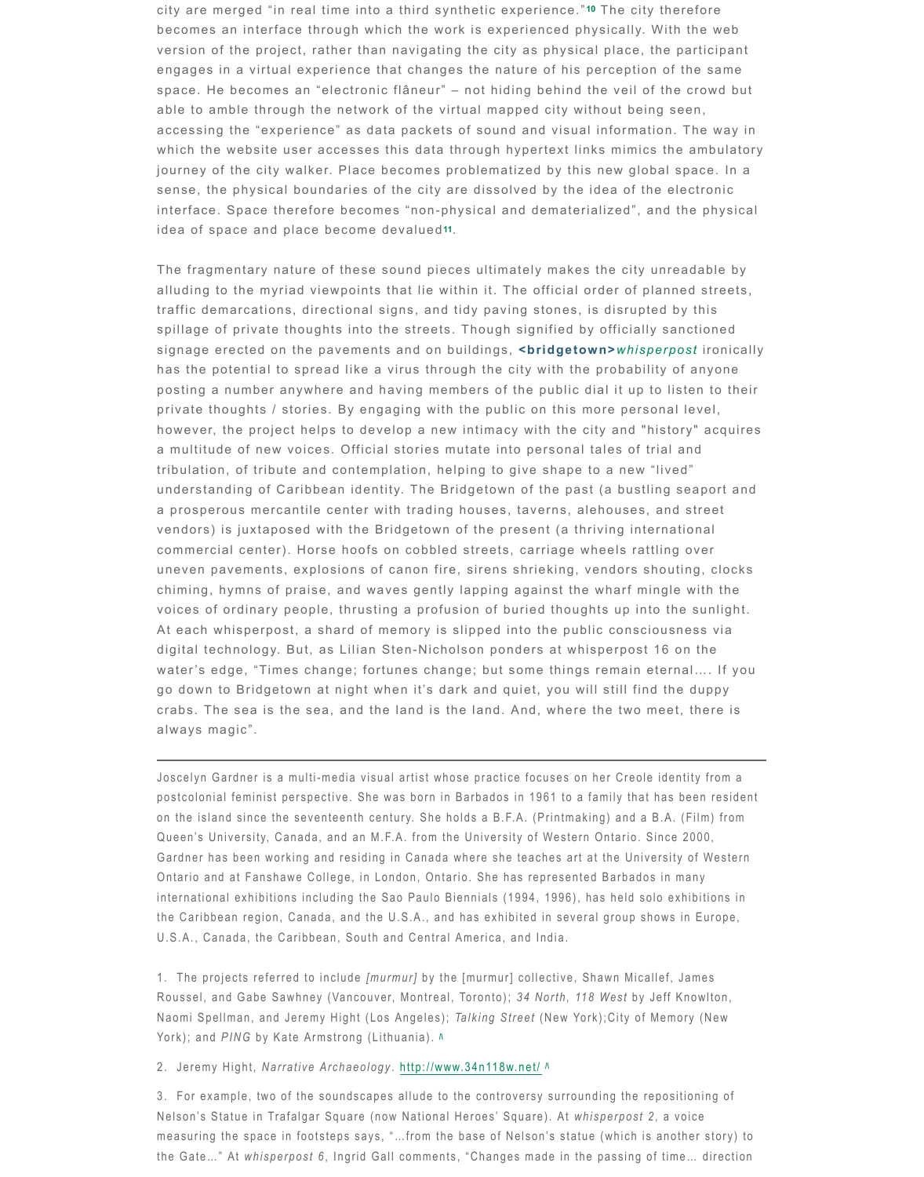city are merged “in real time into a third synthetic experience.”[10] The city therefore becomes an interface through which the work is experienced physically. With the web version of the project, rather than navigating the city as physical place, the participant engages in a virtual experience that changes the nature of his perception of the same space. He becomes an “electronic flâneur” – not hiding behind the veil of the crowd but able to amble through the network of the virtual mapped city without being seen, accessing the “experience” as data packets of sound and visual information. The way in which the website user accesses this data through hypertext links mimics the ambulatory journey of the city walker. Place becomes problematized by this new global space. In a sense, the physical boundaries of the city are dissolved by the idea of the electronic interface. Space therefore becomes “non-physical and dematerialized”, and the physical idea of space and place become devalued[11].

The fragmentary nature of these sound pieces ultimately makes the city unreadable by alluding to the myriad viewpoints that lie within it. The official order of planned streets, traffic demarcations, directional signs, and tidy paving stones, is disrupted by this spillage of private thoughts into the streets. Though signified by officially sanctioned signage erected on the pavements and on buildings, **<bridgetown>***whisperpost* ironically has the potential to spread like a virus through the city with the probability of anyone posting a number anywhere and having members of the public dial it up to listen to their private thoughts / stories. By engaging with the public on this more personal level, however, the project helps to develop a new intimacy with the city and "history" acquires a multitude of new voices. Official stories mutate into personal tales of trial and tribulation, of tribute and contemplation, helping to give shape to a new “lived” understanding of Caribbean identity. The Bridgetown of the past (a bustling seaport and a prosperous mercantile center with trading houses, taverns, alehouses, and street vendors) is juxtaposed with the Bridgetown of the present (a thriving international commercial center). Horse hoofs on cobbled streets, carriage wheels rattling over uneven pavements, explosions of canon fire, sirens shrieking, vendors shouting, clocks chiming, hymns of praise, and waves gently lapping against the wharf mingle with the voices of ordinary people, thrusting a profusion of buried thoughts up into the sunlight. At each whisperpost, a shard of memory is slipped into the public consciousness via digital technology. But, as Lilian Sten-Nicholson ponders at whisperpost 16 on the water’s edge, “Times change; fortunes change; but some things remain eternal…. If you go down to Bridgetown at night when it’s dark and quiet, you will still find the duppy crabs. The sea is the sea, and the land is the land. And, where the two meet, there is always magic”.

---

Joscelyn Gardner is a multi-media visual artist whose practice focuses on her Creole identity from a postcolonial feminist perspective. She was born in Barbados in 1961 to a family that has been resident on the island since the seventeenth century. She holds a B.F.A. (Printmaking) and a B.A. (Film) from Queen’s University, Canada, and an M.F.A. from the University of Western Ontario. Since 2000, Gardner has been working and residing in Canada where she teaches art at the University of Western Ontario and at Fanshawe College, in London, Ontario. She has represented Barbados in many international exhibitions including the Sao Paulo Biennials (1994, 1996), has held solo exhibitions in the Caribbean region, Canada, and the U.S.A., and has exhibited in several group shows in Europe, U.S.A., Canada, the Caribbean, South and Central America, and India.

1. The projects referred to include *[murmur]* by the [murmur] collective, Shawn Micallef, James Roussel, and Gabe Sawhney (Vancouver, Montreal, Toronto); *34 North, 118 West* by Jeff Knowlton, Naomi Spellman, and Jeremy Hight (Los Angeles); *Talking Street* (New York);City of Memory (New York); and *PING* by Kate Armstrong (Lithuania). ^

2. Jeremy Hight, *Narrative Archaeology*. http://www.34n118w.net/ ^

3. For example, two of the soundscapes allude to the controversy surrounding the repositioning of Nelson’s Statue in Trafalgar Square (now National Heroes’ Square). At *whisperpost 2*, a voice measuring the space in footsteps says, “…from the base of Nelson’s statue (which is another story) to the Gate…” At *whisperpost 6*, Ingrid Gall comments, “Changes made in the passing of time… direction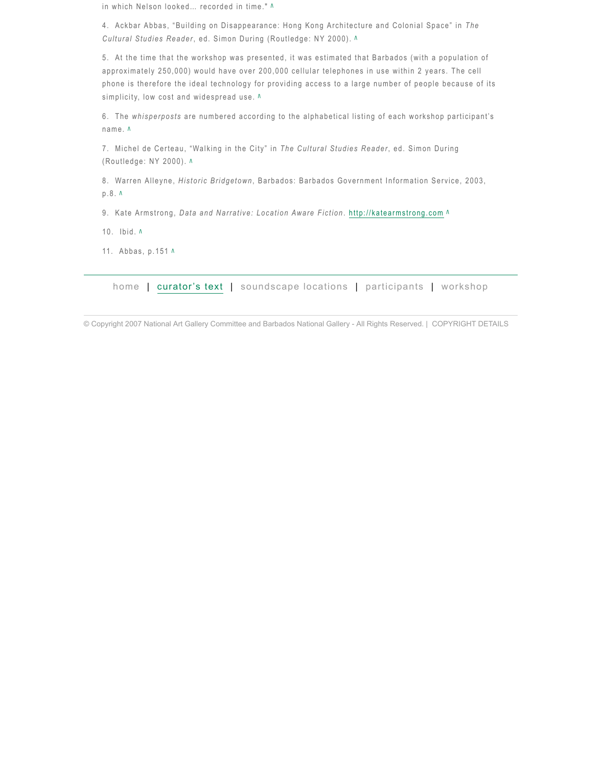in which Nelson looked... recorded in time." ^

4. Ackbar Abbas, “Building on Disappearance: Hong Kong Architecture and Colonial Space” in *The Cultural Studies Reader*, ed. Simon During (Routledge: NY 2000). ^

5. At the time that the workshop was presented, it was estimated that Barbados (with a population of approximately 250,000) would have over 200,000 cellular telephones in use within 2 years. The cell phone is therefore the ideal technology for providing access to a large number of people because of its simplicity, low cost and widespread use. ^

6. The *whisperposts* are numbered according to the alphabetical listing of each workshop participant’s name. ^

7. Michel de Certeau, “Walking in the City” in *The Cultural Studies Reader*, ed. Simon During (Routledge: NY 2000). ^

8. Warren Alleyne, *Historic Bridgetown*, Barbados: Barbados Government Information Service, 2003, p.8. ^

9. Kate Armstrong, *Data and Narrative: Location Aware Fiction*. http://katearmstrong.com ^

10. Ibid. ^

11. Abbas, p.151 ^

---

home | curator’s text | soundscape locations | participants | workshop

---

© Copyright 2007 National Art Gallery Committee and Barbados National Gallery - All Rights Reserved. | COPYRIGHT DETAILS